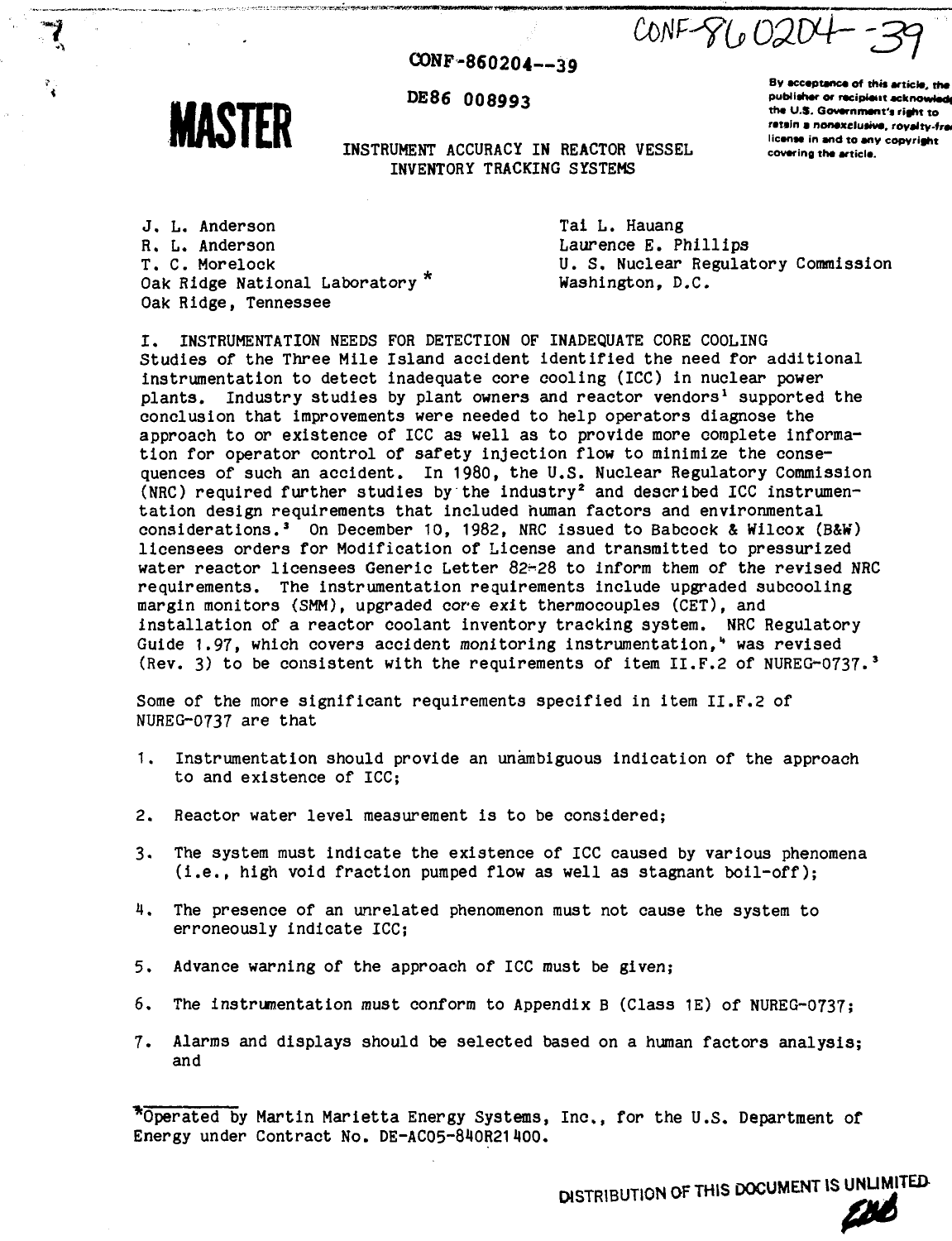CONF-860204--39

DE86 008993

MASTER

By acceptance of this article, the publisher or recipient acknowledges the U.S. Government's right to retain a nonexclusive, royalty-free license in and to any copyright covering the article.

# INSTRUMENT ACCURACY IN REACTOR VESSEL INVENTORY TRACKING SYSTEMS

J. L. Anderson
R. L. Anderson
T. C. Morelock
Oak Ridge National Laboratory *
Oak Ridge, Tennessee

Tai L. Hauang
Laurence E. Phillips
U. S. Nuclear Regulatory Commission
Washington, D.C.

## I. INSTRUMENTATION NEEDS FOR DETECTION OF INADEQUATE CORE COOLING

Studies of the Three Mile Island accident identified the need for additional instrumentation to detect inadequate core cooling (ICC) in nuclear power plants. Industry studies by plant owners and reactor vendors[1] supported the conclusion that improvements were needed to help operators diagnose the approach to or existence of ICC as well as to provide more complete information for operator control of safety injection flow to minimize the consequences of such an accident. In 1980, the U.S. Nuclear Regulatory Commission (NRC) required further studies by the industry[2] and described ICC instrumentation design requirements that included human factors and environmental considerations.[3] On December 10, 1982, NRC issued to Babcock & Wilcox (B&W) licensees orders for Modification of License and transmitted to pressurized water reactor licensees Generic Letter 82-28 to inform them of the revised NRC requirements. The instrumentation requirements include upgraded subcooling margin monitors (SMM), upgraded core exit thermocouples (CET), and installation of a reactor coolant inventory tracking system. NRC Regulatory Guide 1.97, which covers accident monitoring instrumentation,[4] was revised (Rev. 3) to be consistent with the requirements of item II.F.2 of NUREG-0737.[3]

Some of the more significant requirements specified in item II.F.2 of NUREG-0737 are that

1. Instrumentation should provide an unambiguous indication of the approach to and existence of ICC;
2. Reactor water level measurement is to be considered;
3. The system must indicate the existence of ICC caused by various phenomena (i.e., high void fraction pumped flow as well as stagnant boil-off);
4. The presence of an unrelated phenomenon must not cause the system to erroneously indicate ICC;
5. Advance warning of the approach of ICC must be given;
6. The instrumentation must conform to Appendix B (Class 1E) of NUREG-0737;
7. Alarms and displays should be selected based on a human factors analysis; and

*Operated by Martin Marietta Energy Systems, Inc., for the U.S. Department of Energy under Contract No. DE-AC05-84OR21400.

DISTRIBUTION OF THIS DOCUMENT IS UNLIMITED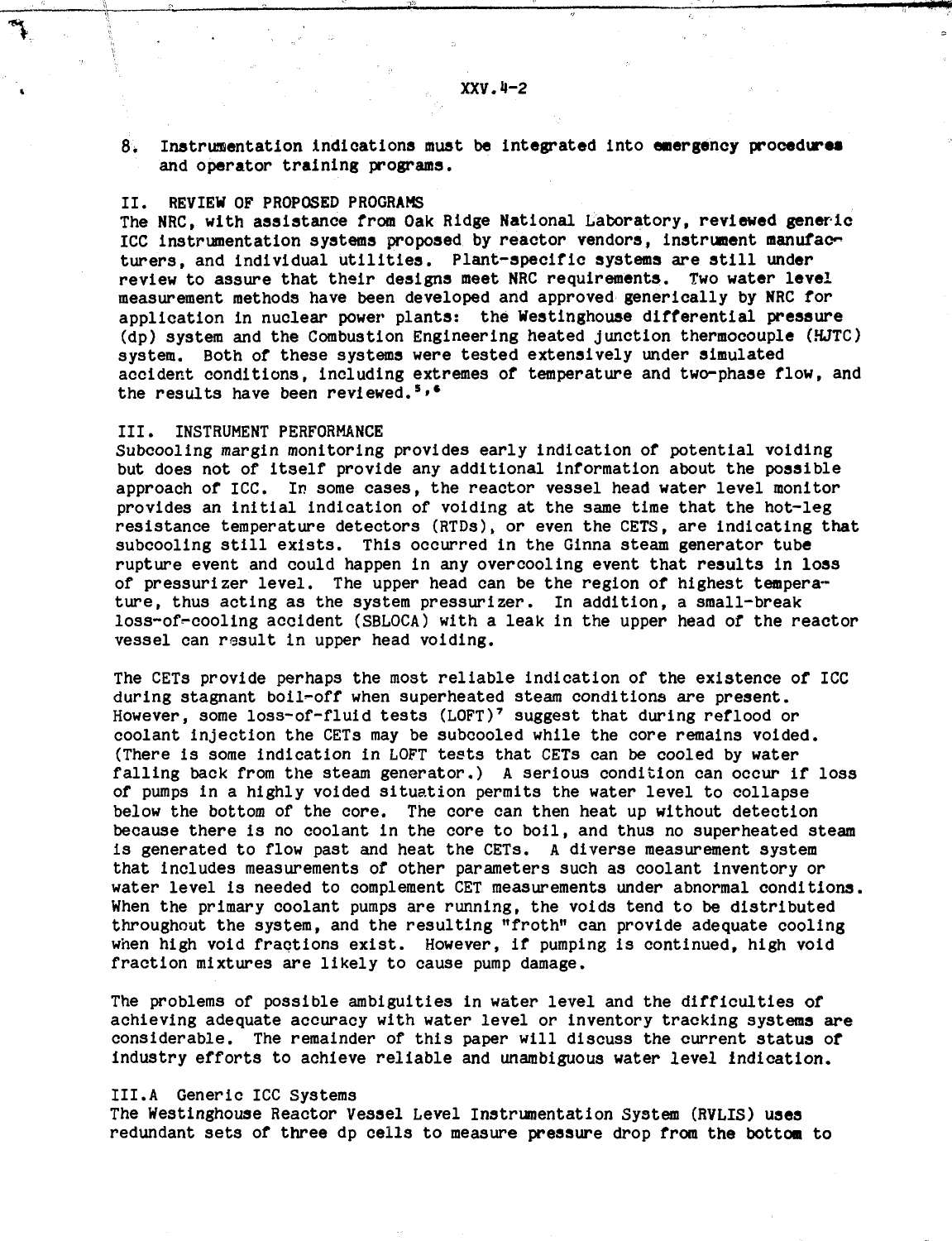8. Instrumentation indications must be integrated into emergency procedures and operator training programs.

## II. REVIEW OF PROPOSED PROGRAMS

The NRC, with assistance from Oak Ridge National Laboratory, reviewed generic ICC instrumentation systems proposed by reactor vendors, instrument manufacturers, and individual utilities. Plant-specific systems are still under review to assure that their designs meet NRC requirements. Two water level measurement methods have been developed and approved generically by NRC for application in nuclear power plants: the Westinghouse differential pressure (dp) system and the Combustion Engineering heated junction thermocouple (HJTC) system. Both of these systems were tested extensively under simulated accident conditions, including extremes of temperature and two-phase flow, and the results have been reviewed.[5,6]

## III. INSTRUMENT PERFORMANCE

Subcooling margin monitoring provides early indication of potential voiding but does not of itself provide any additional information about the possible approach of ICC. In some cases, the reactor vessel head water level monitor provides an initial indication of voiding at the same time that the hot-leg resistance temperature detectors (RTDs), or even the CETS, are indicating that subcooling still exists. This occurred in the Ginna steam generator tube rupture event and could happen in any overcooling event that results in loss of pressurizer level. The upper head can be the region of highest temperature, thus acting as the system pressurizer. In addition, a small-break loss-of-cooling accident (SBLOCA) with a leak in the upper head of the reactor vessel can result in upper head voiding.

The CETs provide perhaps the most reliable indication of the existence of ICC during stagnant boil-off when superheated steam conditions are present. However, some loss-of-fluid tests (LOFT)[7] suggest that during reflood or coolant injection the CETs may be subcooled while the core remains voided. (There is some indication in LOFT tests that CETs can be cooled by water falling back from the steam generator.) A serious condition can occur if loss of pumps in a highly voided situation permits the water level to collapse below the bottom of the core. The core can then heat up without detection because there is no coolant in the core to boil, and thus no superheated steam is generated to flow past and heat the CETs. A diverse measurement system that includes measurements of other parameters such as coolant inventory or water level is needed to complement CET measurements under abnormal conditions. When the primary coolant pumps are running, the voids tend to be distributed throughout the system, and the resulting "froth" can provide adequate cooling when high void fractions exist. However, if pumping is continued, high void fraction mixtures are likely to cause pump damage.

The problems of possible ambiguities in water level and the difficulties of achieving adequate accuracy with water level or inventory tracking systems are considerable. The remainder of this paper will discuss the current status of industry efforts to achieve reliable and unambiguous water level indication.

### III.A Generic ICC Systems

The Westinghouse Reactor Vessel Level Instrumentation System (RVLIS) uses redundant sets of three dp cells to measure pressure drop from the bottom to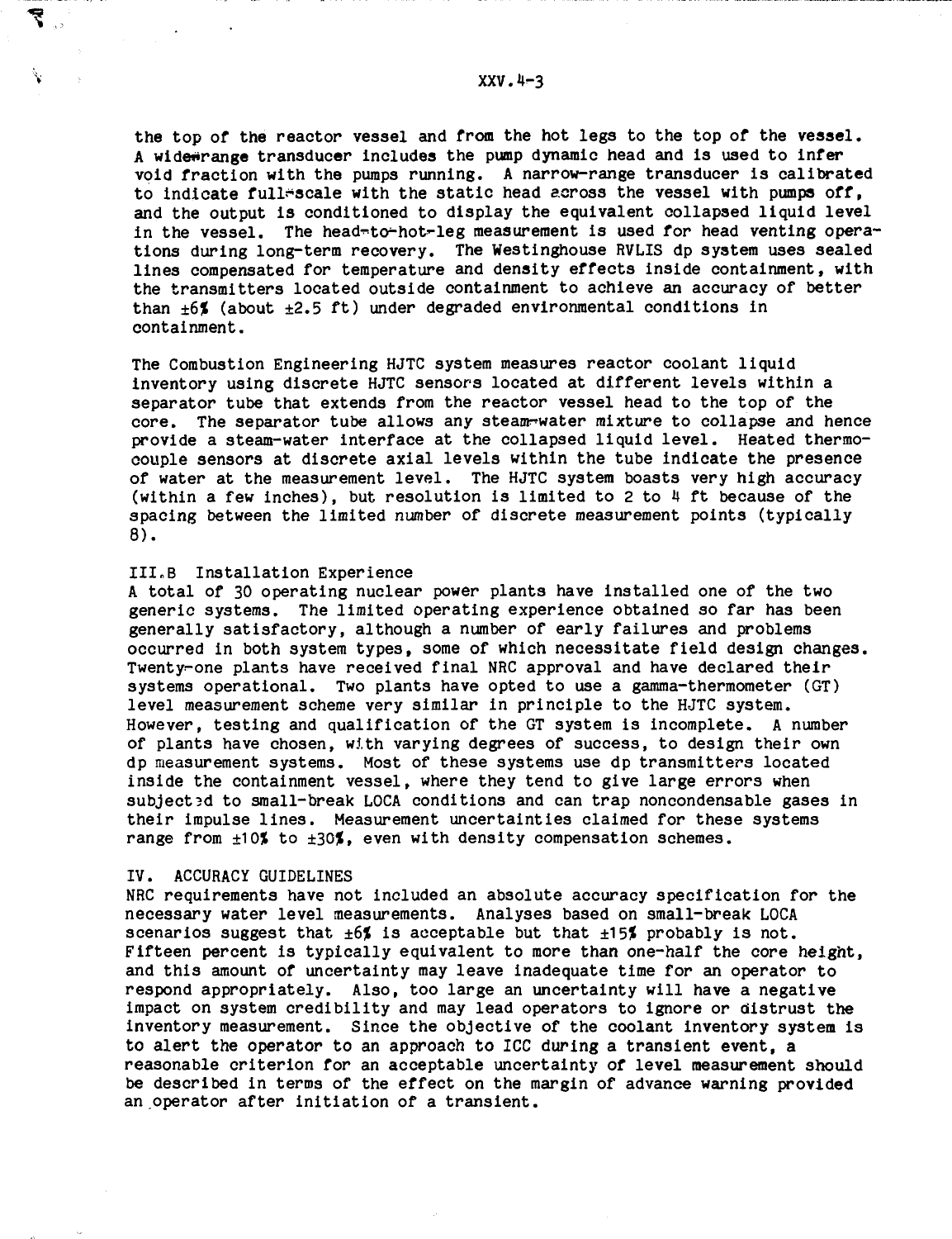the top of the reactor vessel and from the hot legs to the top of the vessel. A wide-range transducer includes the pump dynamic head and is used to infer void fraction with the pumps running. A narrow-range transducer is calibrated to indicate full-scale with the static head across the vessel with pumps off, and the output is conditioned to display the equivalent collapsed liquid level in the vessel. The head-to-hot-leg measurement is used for head venting operations during long-term recovery. The Westinghouse RVLIS dp system uses sealed lines compensated for temperature and density effects inside containment, with the transmitters located outside containment to achieve an accuracy of better than ±6% (about ±2.5 ft) under degraded environmental conditions in containment.

The Combustion Engineering HJTC system measures reactor coolant liquid inventory using discrete HJTC sensors located at different levels within a separator tube that extends from the reactor vessel head to the top of the core. The separator tube allows any steam-water mixture to collapse and hence provide a steam-water interface at the collapsed liquid level. Heated thermocouple sensors at discrete axial levels within the tube indicate the presence of water at the measurement level. The HJTC system boasts very high accuracy (within a few inches), but resolution is limited to 2 to 4 ft because of the spacing between the limited number of discrete measurement points (typically 8).

### III.B Installation Experience

A total of 30 operating nuclear power plants have installed one of the two generic systems. The limited operating experience obtained so far has been generally satisfactory, although a number of early failures and problems occurred in both system types, some of which necessitate field design changes. Twenty-one plants have received final NRC approval and have declared their systems operational. Two plants have opted to use a gamma-thermometer (GT) level measurement scheme very similar in principle to the HJTC system. However, testing and qualification of the GT system is incomplete. A number of plants have chosen, with varying degrees of success, to design their own dp measurement systems. Most of these systems use dp transmitters located inside the containment vessel, where they tend to give large errors when subjected to small-break LOCA conditions and can trap noncondensable gases in their impulse lines. Measurement uncertainties claimed for these systems range from ±10% to ±30%, even with density compensation schemes.

## IV. ACCURACY GUIDELINES

NRC requirements have not included an absolute accuracy specification for the necessary water level measurements. Analyses based on small-break LOCA scenarios suggest that ±6% is acceptable but that ±15% probably is not. Fifteen percent is typically equivalent to more than one-half the core height, and this amount of uncertainty may leave inadequate time for an operator to respond appropriately. Also, too large an uncertainty will have a negative impact on system credibility and may lead operators to ignore or distrust the inventory measurement. Since the objective of the coolant inventory system is to alert the operator to an approach to ICC during a transient event, a reasonable criterion for an acceptable uncertainty of level measurement should be described in terms of the effect on the margin of advance warning provided an operator after initiation of a transient.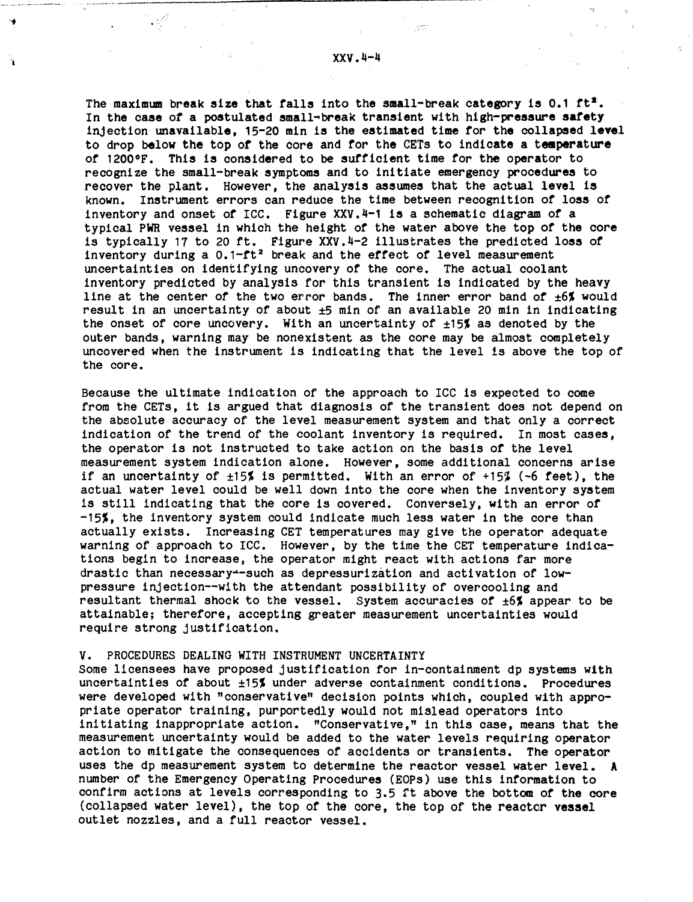The maximum break size that falls into the small-break category is 0.1 $ft^2$. In the case of a postulated small-break transient with high-pressure safety injection unavailable, 15-20 min is the estimated time for the collapsed level to drop below the top of the core and for the CETs to indicate a temperature of 1200°F. This is considered to be sufficient time for the operator to recognize the small-break symptoms and to initiate emergency procedures to recover the plant. However, the analysis assumes that the actual level is known. Instrument errors can reduce the time between recognition of loss of inventory and onset of ICC. Figure XXV.4-1 is a schematic diagram of a typical PWR vessel in which the height of the water above the top of the core is typically 17 to 20 ft. Figure XXV.4-2 illustrates the predicted loss of inventory during a 0.1-$ft^2$ break and the effect of level measurement uncertainties on identifying uncovery of the core. The actual coolant inventory predicted by analysis for this transient is indicated by the heavy line at the center of the two error bands. The inner error band of ±6% would result in an uncertainty of about ±5 min of an available 20 min in indicating the onset of core uncovery. With an uncertainty of ±15% as denoted by the outer bands, warning may be nonexistent as the core may be almost completely uncovered when the instrument is indicating that the level is above the top of the core.

Because the ultimate indication of the approach to ICC is expected to come from the CETs, it is argued that diagnosis of the transient does not depend on the absolute accuracy of the level measurement system and that only a correct indication of the trend of the coolant inventory is required. In most cases, the operator is not instructed to take action on the basis of the level measurement system indication alone. However, some additional concerns arise if an uncertainty of ±15% is permitted. With an error of +15% (~6 feet), the actual water level could be well down into the core when the inventory system is still indicating that the core is covered. Conversely, with an error of -15%, the inventory system could indicate much less water in the core than actually exists. Increasing CET temperatures may give the operator adequate warning of approach to ICC. However, by the time the CET temperature indications begin to increase, the operator might react with actions far more drastic than necessary--such as depressurization and activation of low-pressure injection--with the attendant possibility of overcooling and resultant thermal shock to the vessel. System accuracies of ±6% appear to be attainable; therefore, accepting greater measurement uncertainties would require strong justification.

## V. PROCEDURES DEALING WITH INSTRUMENT UNCERTAINTY

Some licensees have proposed justification for in-containment dp systems with uncertainties of about ±15% under adverse containment conditions. Procedures were developed with "conservative" decision points which, coupled with appropriate operator training, purportedly would not mislead operators into initiating inappropriate action. "Conservative," in this case, means that the measurement uncertainty would be added to the water levels requiring operator action to mitigate the consequences of accidents or transients. The operator uses the dp measurement system to determine the reactor vessel water level. A number of the Emergency Operating Procedures (EOPs) use this information to confirm actions at levels corresponding to 3.5 ft above the bottom of the core (collapsed water level), the top of the core, the top of the reactor vessel outlet nozzles, and a full reactor vessel.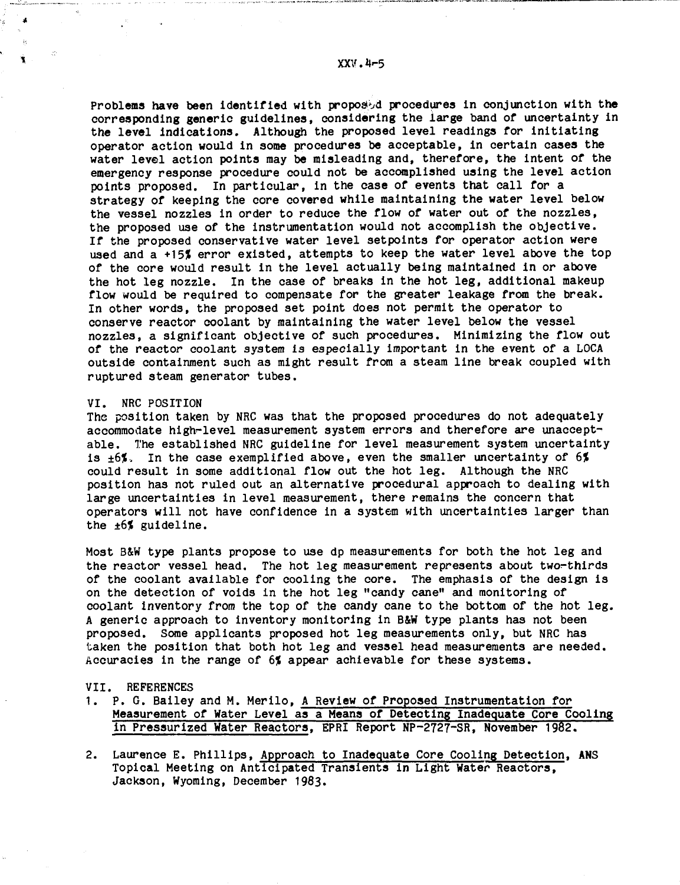Problems have been identified with proposed procedures in conjunction with the corresponding generic guidelines, considering the large band of uncertainty in the level indications. Although the proposed level readings for initiating operator action would in some procedures be acceptable, in certain cases the water level action points may be misleading and, therefore, the intent of the emergency response procedure could not be accomplished using the level action points proposed. In particular, in the case of events that call for a strategy of keeping the core covered while maintaining the water level below the vessel nozzles in order to reduce the flow of water out of the nozzles, the proposed use of the instrumentation would not accomplish the objective. If the proposed conservative water level setpoints for operator action were used and a +15% error existed, attempts to keep the water level above the top of the core would result in the level actually being maintained in or above the hot leg nozzle. In the case of breaks in the hot leg, additional makeup flow would be required to compensate for the greater leakage from the break. In other words, the proposed set point does not permit the operator to conserve reactor coolant by maintaining the water level below the vessel nozzles, a significant objective of such procedures. Minimizing the flow out of the reactor coolant system is especially important in the event of a LOCA outside containment such as might result from a steam line break coupled with ruptured steam generator tubes.

## VI. NRC POSITION

The position taken by NRC was that the proposed procedures do not adequately accommodate high-level measurement system errors and therefore are unacceptable. The established NRC guideline for level measurement system uncertainty is ±6%. In the case exemplified above, even the smaller uncertainty of 6% could result in some additional flow out the hot leg. Although the NRC position has not ruled out an alternative procedural approach to dealing with large uncertainties in level measurement, there remains the concern that operators will not have confidence in a system with uncertainties larger than the ±6% guideline.

Most B&W type plants propose to use dp measurements for both the hot leg and the reactor vessel head. The hot leg measurement represents about two-thirds of the coolant available for cooling the core. The emphasis of the design is on the detection of voids in the hot leg "candy cane" and monitoring of coolant inventory from the top of the candy cane to the bottom of the hot leg. A generic approach to inventory monitoring in B&W type plants has not been proposed. Some applicants proposed hot leg measurements only, but NRC has taken the position that both hot leg and vessel head measurements are needed. Accuracies in the range of 6% appear achievable for these systems.

## VII. REFERENCES

1. P. G. Bailey and M. Merilo, A Review of Proposed Instrumentation for Measurement of Water Level as a Means of Detecting Inadequate Core Cooling in Pressurized Water Reactors, EPRI Report NP-2727-SR, November 1982.

2. Laurence E. Phillips, Approach to Inadequate Core Cooling Detection, ANS Topical Meeting on Anticipated Transients in Light Water Reactors, Jackson, Wyoming, December 1983.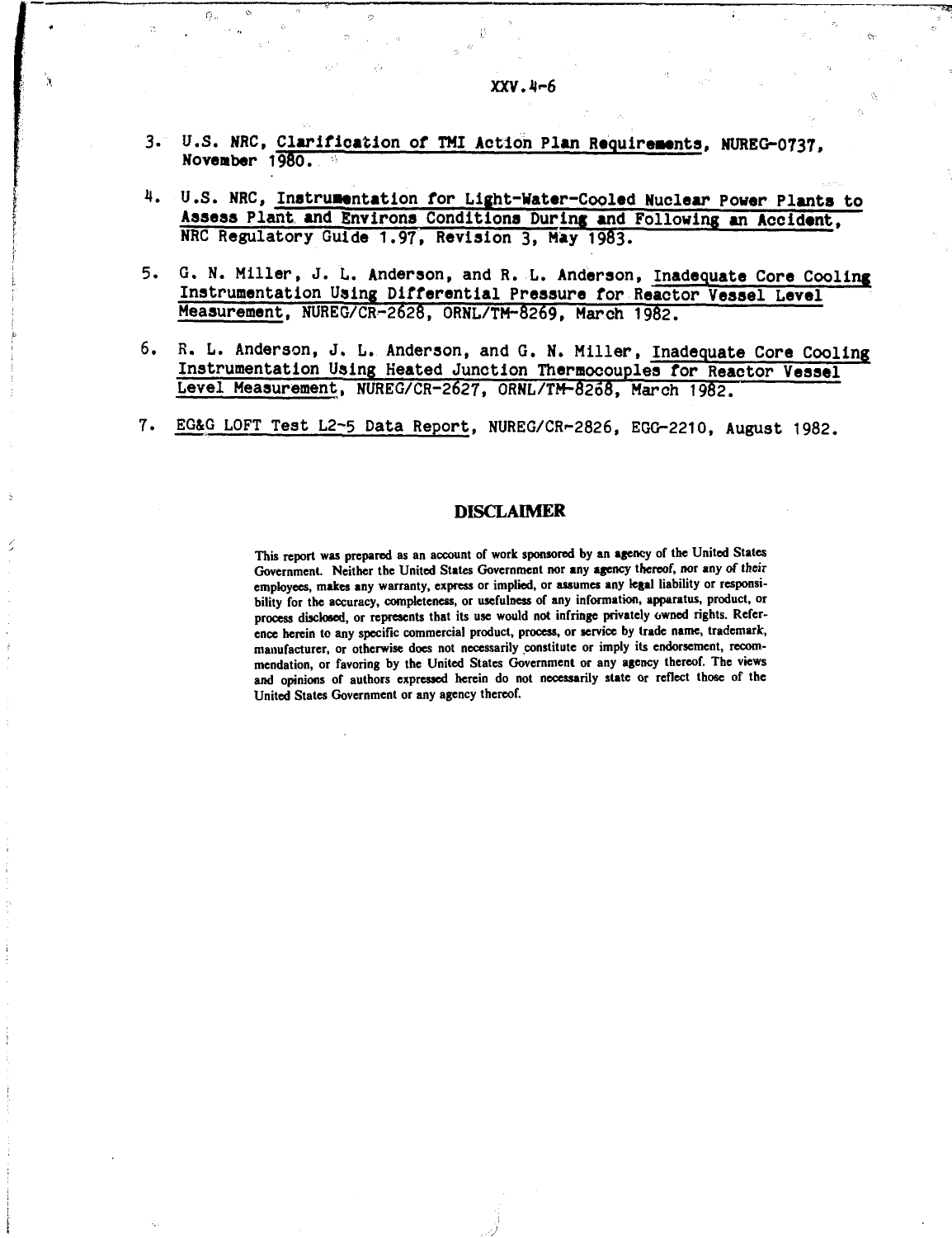3. U.S. NRC, Clarification of TMI Action Plan Requirements, NUREG-0737, November 1980.

4. U.S. NRC, Instrumentation for Light-Water-Cooled Nuclear Power Plants to Assess Plant and Environs Conditions During and Following an Accident, NRC Regulatory Guide 1.97, Revision 3, May 1983.

5. G. N. Miller, J. L. Anderson, and R. L. Anderson, Inadequate Core Cooling Instrumentation Using Differential Pressure for Reactor Vessel Level Measurement, NUREG/CR-2628, ORNL/TM-8269, March 1982.

6. R. L. Anderson, J. L. Anderson, and G. N. Miller, Inadequate Core Cooling Instrumentation Using Heated Junction Thermocouples for Reactor Vessel Level Measurement, NUREG/CR-2627, ORNL/TM-8268, March 1982.

7. EG&G LOFT Test L2-5 Data Report, NUREG/CR-2826, EGG-2210, August 1982.

## DISCLAIMER

This report was prepared as an account of work sponsored by an agency of the United States Government. Neither the United States Government nor any agency thereof, nor any of their employees, makes any warranty, express or implied, or assumes any legal liability or responsibility for the accuracy, completeness, or usefulness of any information, apparatus, product, or process disclosed, or represents that its use would not infringe privately owned rights. Reference herein to any specific commercial product, process, or service by trade name, trademark, manufacturer, or otherwise does not necessarily constitute or imply its endorsement, recommendation, or favoring by the United States Government or any agency thereof. The views and opinions of authors expressed herein do not necessarily state or reflect those of the United States Government or any agency thereof.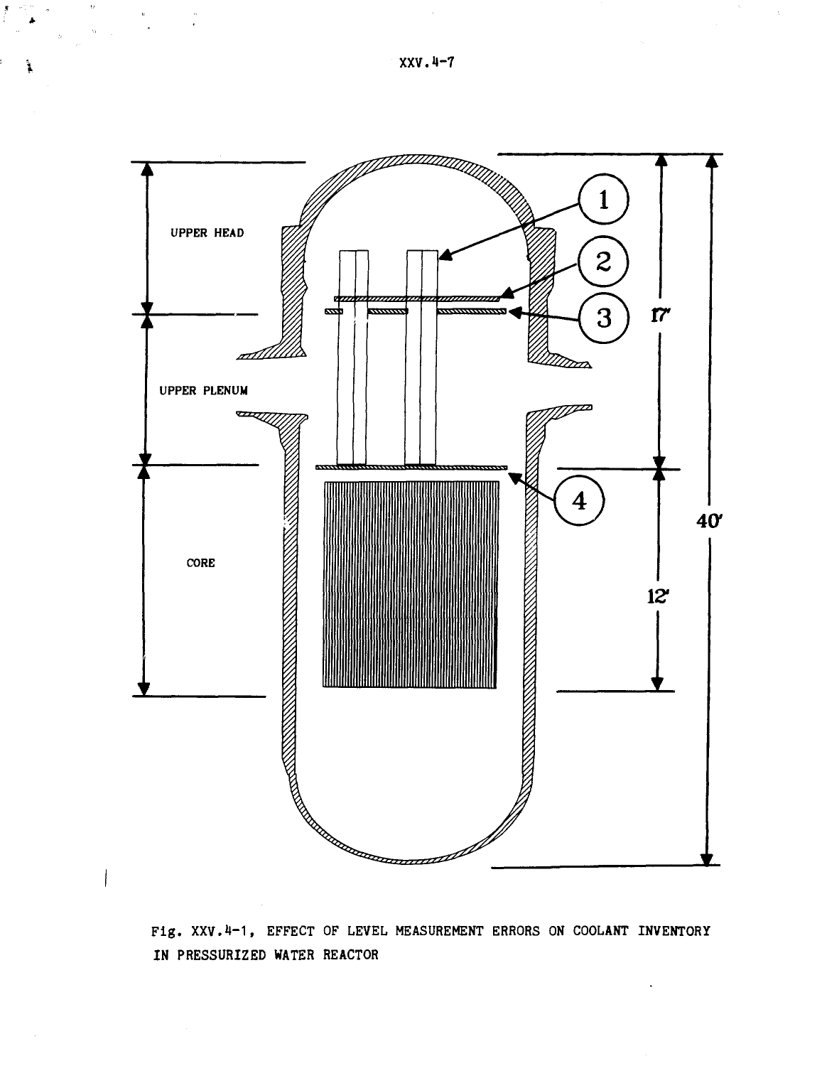Fig. XXV.4-1, EFFECT OF LEVEL MEASUREMENT ERRORS ON COOLANT INVENTORY IN PRESSURIZED WATER REACTOR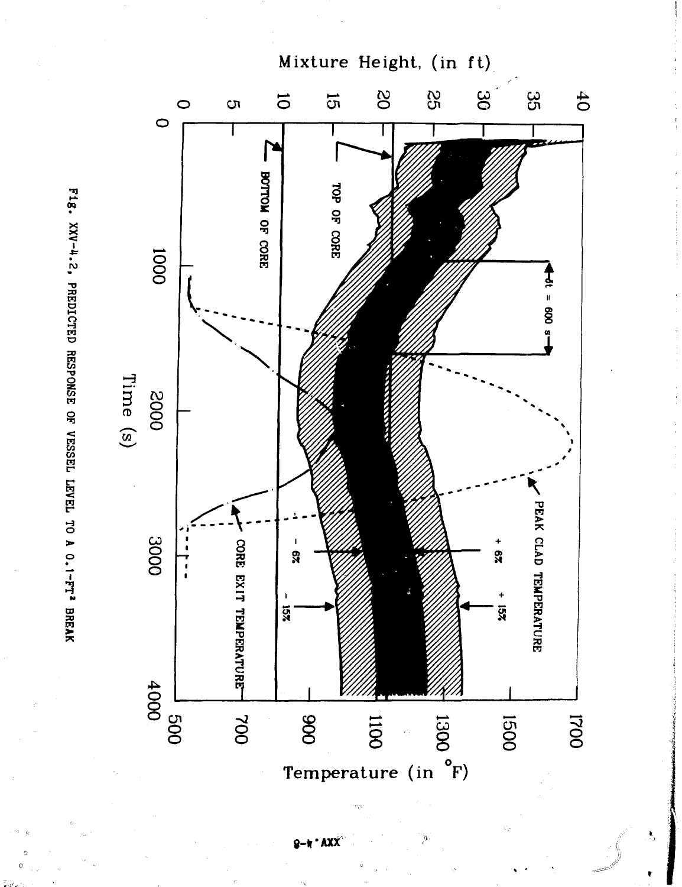Mixture Height, (in ft)

40
35
30
25
20
15
10
5
0

0
1000
2000
3000
4000

Time (s)

1700
1500
1300
1100
900
700
500

Temperature (in °F)

δt = 600 s

PEAK CLAD TEMPERATURE

+ 6%

+ 15%

- 6%

- 15%

TOP OF CORE

BOTTOM OF CORE

CORE EXIT TEMPERATURE

Fig. XXV-4.2, PREDICTED RESPONSE OF VESSEL LEVEL TO A 0.1-FT² BREAK